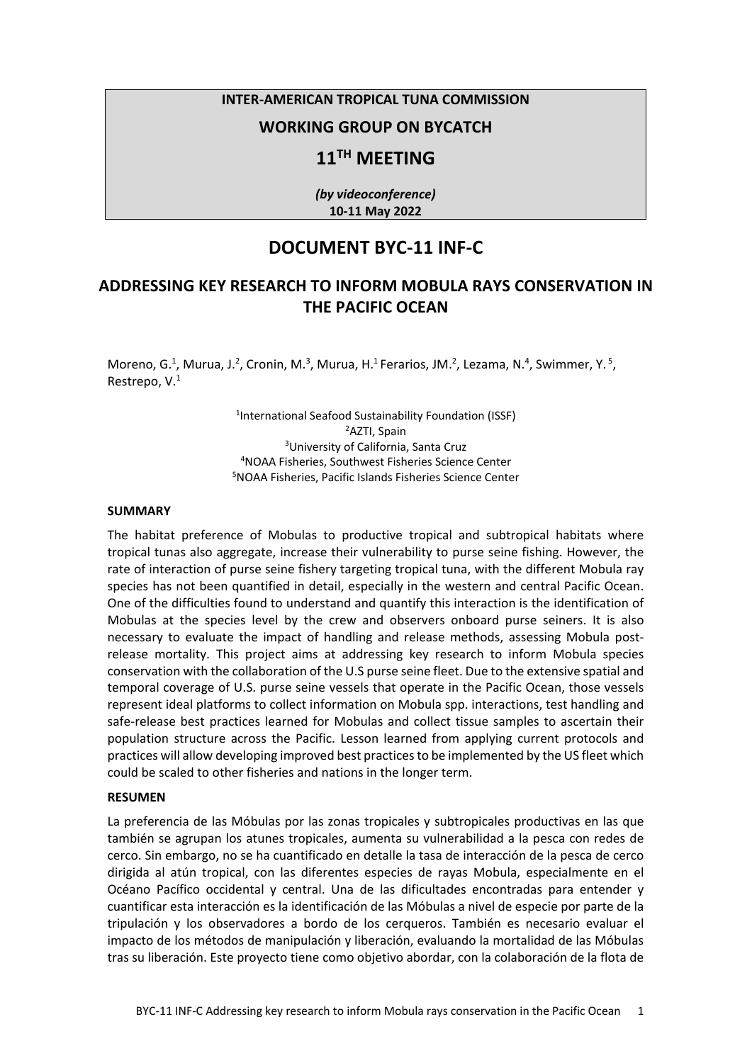**INTER-AMERICAN TROPICAL TUNA COMMISSION**

**WORKING GROUP ON BYCATCH**

**11TH MEETING**

***(by videoconference)***
**10-11 May 2022**

# DOCUMENT BYC-11 INF-C

## ADDRESSING KEY RESEARCH TO INFORM MOBULA RAYS CONSERVATION IN THE PACIFIC OCEAN

Moreno, G.[1], Murua, J.[2], Cronin, M.[3], Murua, H.[1] Ferarios, JM.[2], Lezama, N.[4], Swimmer, Y.[5], Restrepo, V.[1]

[1]International Seafood Sustainability Foundation (ISSF)
[2]AZTI, Spain
[3]University of California, Santa Cruz
[4]NOAA Fisheries, Southwest Fisheries Science Center
[5]NOAA Fisheries, Pacific Islands Fisheries Science Center

### SUMMARY

The habitat preference of Mobulas to productive tropical and subtropical habitats where tropical tunas also aggregate, increase their vulnerability to purse seine fishing. However, the rate of interaction of purse seine fishery targeting tropical tuna, with the different Mobula ray species has not been quantified in detail, especially in the western and central Pacific Ocean. One of the difficulties found to understand and quantify this interaction is the identification of Mobulas at the species level by the crew and observers onboard purse seiners. It is also necessary to evaluate the impact of handling and release methods, assessing Mobula post-release mortality. This project aims at addressing key research to inform Mobula species conservation with the collaboration of the U.S purse seine fleet. Due to the extensive spatial and temporal coverage of U.S. purse seine vessels that operate in the Pacific Ocean, those vessels represent ideal platforms to collect information on Mobula spp. interactions, test handling and safe-release best practices learned for Mobulas and collect tissue samples to ascertain their population structure across the Pacific. Lesson learned from applying current protocols and practices will allow developing improved best practices to be implemented by the US fleet which could be scaled to other fisheries and nations in the longer term.

### RESUMEN

La preferencia de las Móbulas por las zonas tropicales y subtropicales productivas en las que también se agrupan los atunes tropicales, aumenta su vulnerabilidad a la pesca con redes de cerco. Sin embargo, no se ha cuantificado en detalle la tasa de interacción de la pesca de cerco dirigida al atún tropical, con las diferentes especies de rayas Mobula, especialmente en el Océano Pacífico occidental y central. Una de las dificultades encontradas para entender y cuantificar esta interacción es la identificación de las Móbulas a nivel de especie por parte de la tripulación y los observadores a bordo de los cerqueros. También es necesario evaluar el impacto de los métodos de manipulación y liberación, evaluando la mortalidad de las Móbulas tras su liberación. Este proyecto tiene como objetivo abordar, con la colaboración de la flota de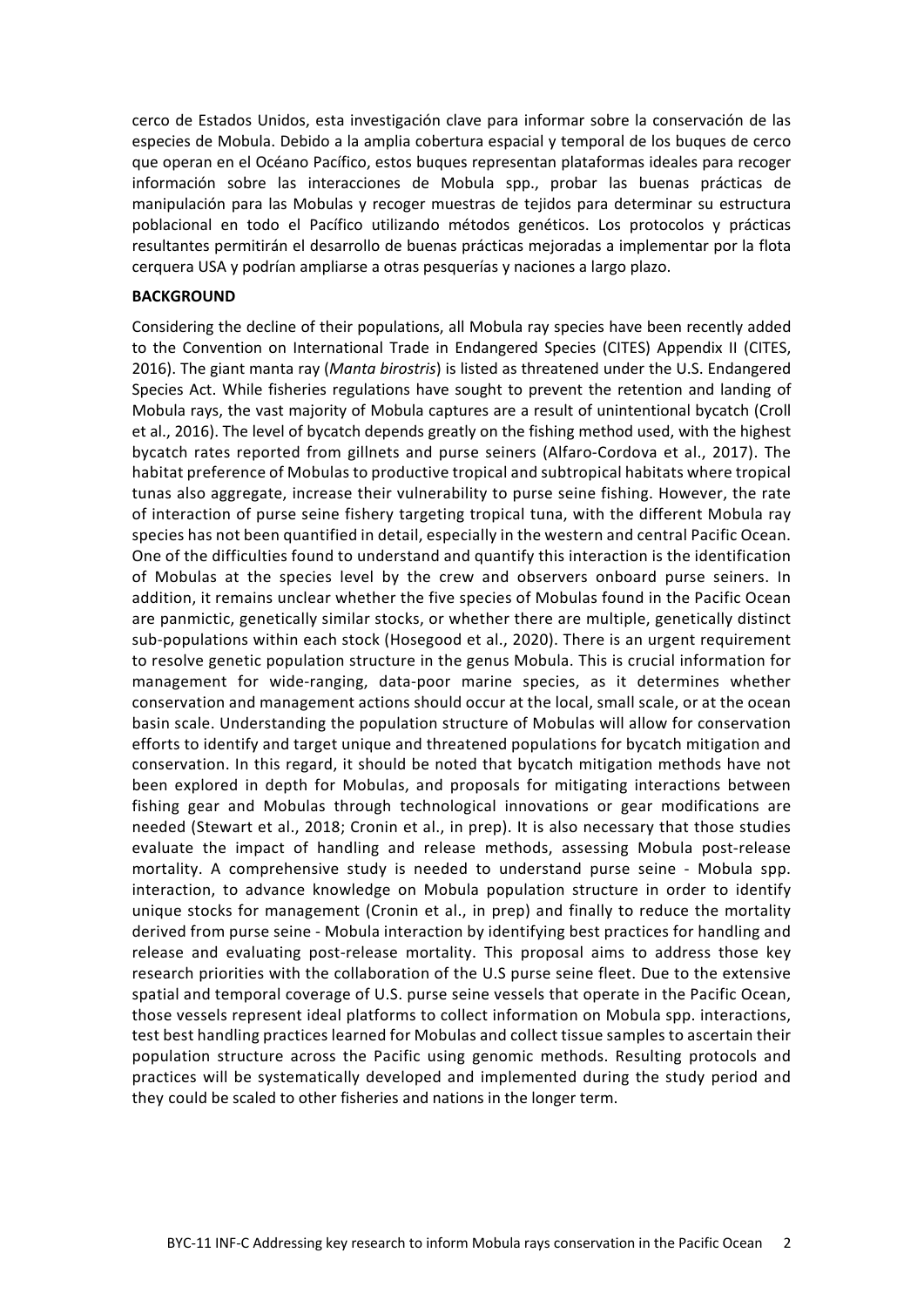cerco de Estados Unidos, esta investigación clave para informar sobre la conservación de las especies de Mobula. Debido a la amplia cobertura espacial y temporal de los buques de cerco que operan en el Océano Pacífico, estos buques representan plataformas ideales para recoger información sobre las interacciones de Mobula spp., probar las buenas prácticas de manipulación para las Mobulas y recoger muestras de tejidos para determinar su estructura poblacional en todo el Pacífico utilizando métodos genéticos. Los protocolos y prácticas resultantes permitirán el desarrollo de buenas prácticas mejoradas a implementar por la flota cerquera USA y podrían ampliarse a otras pesquerías y naciones a largo plazo.

**BACKGROUND**

Considering the decline of their populations, all Mobula ray species have been recently added to the Convention on International Trade in Endangered Species (CITES) Appendix II (CITES, 2016). The giant manta ray (*Manta birostris*) is listed as threatened under the U.S. Endangered Species Act. While fisheries regulations have sought to prevent the retention and landing of Mobula rays, the vast majority of Mobula captures are a result of unintentional bycatch (Croll et al., 2016). The level of bycatch depends greatly on the fishing method used, with the highest bycatch rates reported from gillnets and purse seiners (Alfaro-Cordova et al., 2017). The habitat preference of Mobulas to productive tropical and subtropical habitats where tropical tunas also aggregate, increase their vulnerability to purse seine fishing. However, the rate of interaction of purse seine fishery targeting tropical tuna, with the different Mobula ray species has not been quantified in detail, especially in the western and central Pacific Ocean. One of the difficulties found to understand and quantify this interaction is the identification of Mobulas at the species level by the crew and observers onboard purse seiners. In addition, it remains unclear whether the five species of Mobulas found in the Pacific Ocean are panmictic, genetically similar stocks, or whether there are multiple, genetically distinct sub-populations within each stock (Hosegood et al., 2020). There is an urgent requirement to resolve genetic population structure in the genus Mobula. This is crucial information for management for wide-ranging, data-poor marine species, as it determines whether conservation and management actions should occur at the local, small scale, or at the ocean basin scale. Understanding the population structure of Mobulas will allow for conservation efforts to identify and target unique and threatened populations for bycatch mitigation and conservation. In this regard, it should be noted that bycatch mitigation methods have not been explored in depth for Mobulas, and proposals for mitigating interactions between fishing gear and Mobulas through technological innovations or gear modifications are needed (Stewart et al., 2018; Cronin et al., in prep). It is also necessary that those studies evaluate the impact of handling and release methods, assessing Mobula post-release mortality. A comprehensive study is needed to understand purse seine - Mobula spp. interaction, to advance knowledge on Mobula population structure in order to identify unique stocks for management (Cronin et al., in prep) and finally to reduce the mortality derived from purse seine - Mobula interaction by identifying best practices for handling and release and evaluating post-release mortality. This proposal aims to address those key research priorities with the collaboration of the U.S purse seine fleet. Due to the extensive spatial and temporal coverage of U.S. purse seine vessels that operate in the Pacific Ocean, those vessels represent ideal platforms to collect information on Mobula spp. interactions, test best handling practices learned for Mobulas and collect tissue samples to ascertain their population structure across the Pacific using genomic methods. Resulting protocols and practices will be systematically developed and implemented during the study period and they could be scaled to other fisheries and nations in the longer term.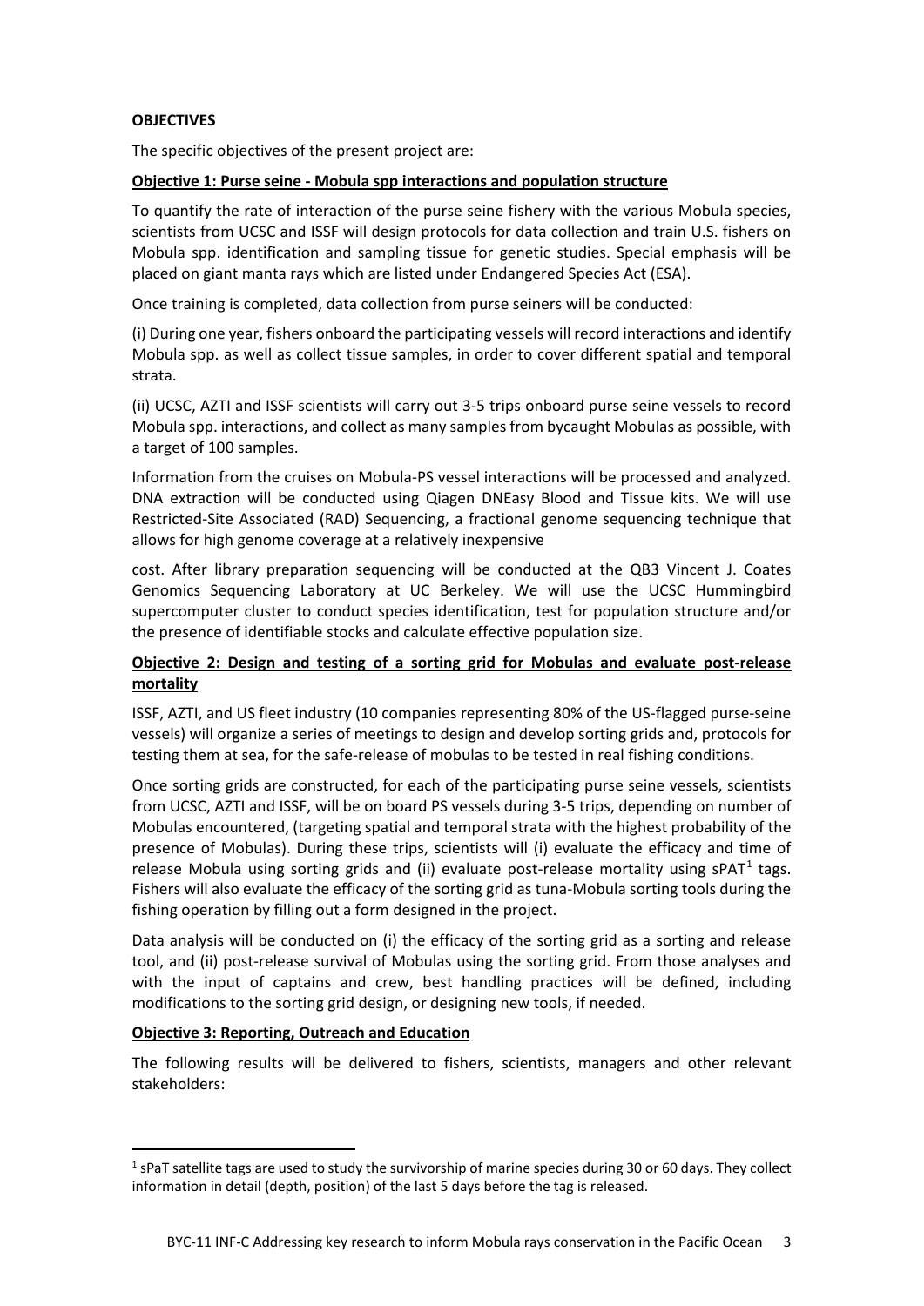## OBJECTIVES

The specific objectives of the present project are:

### Objective 1: Purse seine - Mobula spp interactions and population structure

To quantify the rate of interaction of the purse seine fishery with the various Mobula species, scientists from UCSC and ISSF will design protocols for data collection and train U.S. fishers on Mobula spp. identification and sampling tissue for genetic studies. Special emphasis will be placed on giant manta rays which are listed under Endangered Species Act (ESA).

Once training is completed, data collection from purse seiners will be conducted:

(i) During one year, fishers onboard the participating vessels will record interactions and identify Mobula spp. as well as collect tissue samples, in order to cover different spatial and temporal strata.

(ii) UCSC, AZTI and ISSF scientists will carry out 3-5 trips onboard purse seine vessels to record Mobula spp. interactions, and collect as many samples from bycaught Mobulas as possible, with a target of 100 samples.

Information from the cruises on Mobula-PS vessel interactions will be processed and analyzed. DNA extraction will be conducted using Qiagen DNEasy Blood and Tissue kits. We will use Restricted-Site Associated (RAD) Sequencing, a fractional genome sequencing technique that allows for high genome coverage at a relatively inexpensive cost. After library preparation sequencing will be conducted at the QB3 Vincent J. Coates Genomics Sequencing Laboratory at UC Berkeley. We will use the UCSC Hummingbird supercomputer cluster to conduct species identification, test for population structure and/or the presence of identifiable stocks and calculate effective population size.

### Objective 2: Design and testing of a sorting grid for Mobulas and evaluate post-release mortality

ISSF, AZTI, and US fleet industry (10 companies representing 80% of the US-flagged purse-seine vessels) will organize a series of meetings to design and develop sorting grids and, protocols for testing them at sea, for the safe-release of mobulas to be tested in real fishing conditions.

Once sorting grids are constructed, for each of the participating purse seine vessels, scientists from UCSC, AZTI and ISSF, will be on board PS vessels during 3-5 trips, depending on number of Mobulas encountered, (targeting spatial and temporal strata with the highest probability of the presence of Mobulas). During these trips, scientists will (i) evaluate the efficacy and time of release Mobula using sorting grids and (ii) evaluate post-release mortality using sPAT[1] tags. Fishers will also evaluate the efficacy of the sorting grid as tuna-Mobula sorting tools during the fishing operation by filling out a form designed in the project.

Data analysis will be conducted on (i) the efficacy of the sorting grid as a sorting and release tool, and (ii) post-release survival of Mobulas using the sorting grid. From those analyses and with the input of captains and crew, best handling practices will be defined, including modifications to the sorting grid design, or designing new tools, if needed.

### Objective 3: Reporting, Outreach and Education

The following results will be delivered to fishers, scientists, managers and other relevant stakeholders:

[1] sPaT satellite tags are used to study the survivorship of marine species during 30 or 60 days. They collect information in detail (depth, position) of the last 5 days before the tag is released.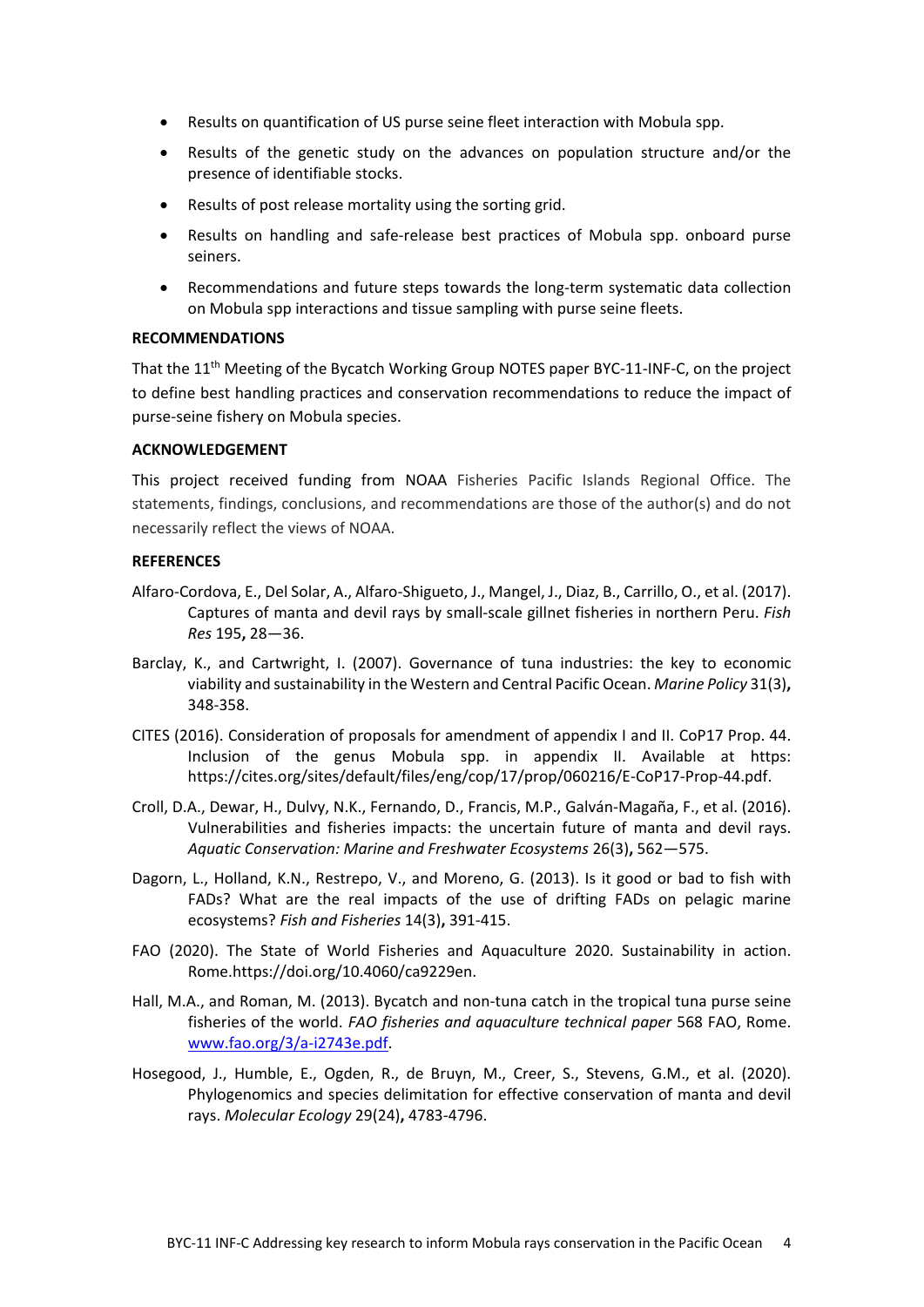- Results on quantification of US purse seine fleet interaction with Mobula spp.
- Results of the genetic study on the advances on population structure and/or the presence of identifiable stocks.
- Results of post release mortality using the sorting grid.
- Results on handling and safe-release best practices of Mobula spp. onboard purse seiners.
- Recommendations and future steps towards the long-term systematic data collection on Mobula spp interactions and tissue sampling with purse seine fleets.

**RECOMMENDATIONS**

That the 11th Meeting of the Bycatch Working Group NOTES paper BYC-11-INF-C, on the project to define best handling practices and conservation recommendations to reduce the impact of purse-seine fishery on Mobula species.

**ACKNOWLEDGEMENT**

This project received funding from NOAA Fisheries Pacific Islands Regional Office. The statements, findings, conclusions, and recommendations are those of the author(s) and do not necessarily reflect the views of NOAA.

**REFERENCES**

Alfaro-Cordova, E., Del Solar, A., Alfaro-Shigueto, J., Mangel, J., Diaz, B., Carrillo, O., et al. (2017). Captures of manta and devil rays by small-scale gillnet fisheries in northern Peru. *Fish Res* 195**,** 28—36.

Barclay, K., and Cartwright, I. (2007). Governance of tuna industries: the key to economic viability and sustainability in the Western and Central Pacific Ocean. *Marine Policy* 31(3)**,** 348-358.

CITES (2016). Consideration of proposals for amendment of appendix I and II. CoP17 Prop. 44. Inclusion of the genus Mobula spp. in appendix II. Available at https: https://cites.org/sites/default/files/eng/cop/17/prop/060216/E-CoP17-Prop-44.pdf.

Croll, D.A., Dewar, H., Dulvy, N.K., Fernando, D., Francis, M.P., Galván-Magaña, F., et al. (2016). Vulnerabilities and fisheries impacts: the uncertain future of manta and devil rays. *Aquatic Conservation: Marine and Freshwater Ecosystems* 26(3)**,** 562—575.

Dagorn, L., Holland, K.N., Restrepo, V., and Moreno, G. (2013). Is it good or bad to fish with FADs? What are the real impacts of the use of drifting FADs on pelagic marine ecosystems? *Fish and Fisheries* 14(3)**,** 391-415.

FAO (2020). The State of World Fisheries and Aquaculture 2020. Sustainability in action. Rome.https://doi.org/10.4060/ca9229en.

Hall, M.A., and Roman, M. (2013). Bycatch and non-tuna catch in the tropical tuna purse seine fisheries of the world. *FAO fisheries and aquaculture technical paper* 568 FAO, Rome. [www.fao.org/3/a-i2743e.pdf](www.fao.org/3/a-i2743e.pdf).

Hosegood, J., Humble, E., Ogden, R., de Bruyn, M., Creer, S., Stevens, G.M., et al. (2020). Phylogenomics and species delimitation for effective conservation of manta and devil rays. *Molecular Ecology* 29(24)**,** 4783-4796.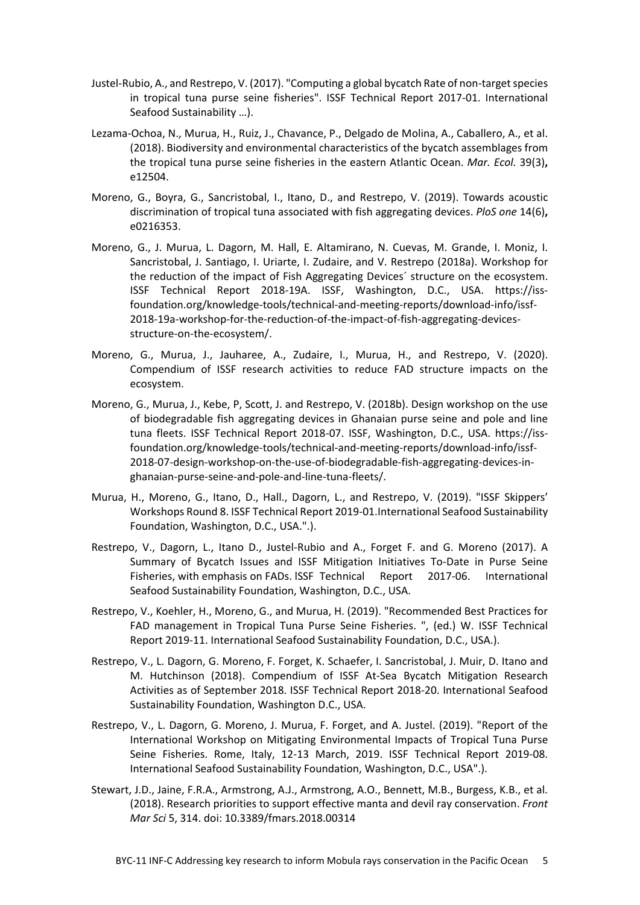Justel-Rubio, A., and Restrepo, V. (2017). "Computing a global bycatch Rate of non-target species in tropical tuna purse seine fisheries". ISSF Technical Report 2017-01. International Seafood Sustainability …).

Lezama-Ochoa, N., Murua, H., Ruiz, J., Chavance, P., Delgado de Molina, A., Caballero, A., et al. (2018). Biodiversity and environmental characteristics of the bycatch assemblages from the tropical tuna purse seine fisheries in the eastern Atlantic Ocean. *Mar. Ecol.* 39(3)**,** e12504.

Moreno, G., Boyra, G., Sancristobal, I., Itano, D., and Restrepo, V. (2019). Towards acoustic discrimination of tropical tuna associated with fish aggregating devices. *PloS one* 14(6)**,** e0216353.

Moreno, G., J. Murua, L. Dagorn, M. Hall, E. Altamirano, N. Cuevas, M. Grande, I. Moniz, I. Sancristobal, J. Santiago, I. Uriarte, I. Zudaire, and V. Restrepo (2018a). Workshop for the reduction of the impact of Fish Aggregating Devices´ structure on the ecosystem. ISSF Technical Report 2018-19A. ISSF, Washington, D.C., USA. https://iss-foundation.org/knowledge-tools/technical-and-meeting-reports/download-info/issf-2018-19a-workshop-for-the-reduction-of-the-impact-of-fish-aggregating-devices-structure-on-the-ecosystem/.

Moreno, G., Murua, J., Jauharee, A., Zudaire, I., Murua, H., and Restrepo, V. (2020). Compendium of ISSF research activities to reduce FAD structure impacts on the ecosystem.

Moreno, G., Murua, J., Kebe, P, Scott, J. and Restrepo, V. (2018b). Design workshop on the use of biodegradable fish aggregating devices in Ghanaian purse seine and pole and line tuna fleets. ISSF Technical Report 2018-07. ISSF, Washington, D.C., USA. https://iss-foundation.org/knowledge-tools/technical-and-meeting-reports/download-info/issf-2018-07-design-workshop-on-the-use-of-biodegradable-fish-aggregating-devices-in-ghanaian-purse-seine-and-pole-and-line-tuna-fleets/.

Murua, H., Moreno, G., Itano, D., Hall., Dagorn, L., and Restrepo, V. (2019). "ISSF Skippers' Workshops Round 8. ISSF Technical Report 2019-01.International Seafood Sustainability Foundation, Washington, D.C., USA.".).

Restrepo, V., Dagorn, L., Itano D., Justel-Rubio and A., Forget F. and G. Moreno (2017). A Summary of Bycatch Issues and ISSF Mitigation Initiatives To-Date in Purse Seine Fisheries, with emphasis on FADs. lSSF Technical Report 2017-06. International Seafood Sustainability Foundation, Washington, D.C., USA.

Restrepo, V., Koehler, H., Moreno, G., and Murua, H. (2019). "Recommended Best Practices for FAD management in Tropical Tuna Purse Seine Fisheries. ", (ed.) W. ISSF Technical Report 2019-11. International Seafood Sustainability Foundation, D.C., USA.).

Restrepo, V., L. Dagorn, G. Moreno, F. Forget, K. Schaefer, I. Sancristobal, J. Muir, D. Itano and M. Hutchinson (2018). Compendium of ISSF At-Sea Bycatch Mitigation Research Activities as of September 2018. ISSF Technical Report 2018-20. International Seafood Sustainability Foundation, Washington D.C., USA.

Restrepo, V., L. Dagorn, G. Moreno, J. Murua, F. Forget, and A. Justel. (2019). "Report of the International Workshop on Mitigating Environmental Impacts of Tropical Tuna Purse Seine Fisheries. Rome, Italy, 12-13 March, 2019. ISSF Technical Report 2019-08. International Seafood Sustainability Foundation, Washington, D.C., USA".).

Stewart, J.D., Jaine, F.R.A., Armstrong, A.J., Armstrong, A.O., Bennett, M.B., Burgess, K.B., et al. (2018). Research priorities to support effective manta and devil ray conservation. *Front Mar Sci* 5, 314. doi: 10.3389/fmars.2018.00314